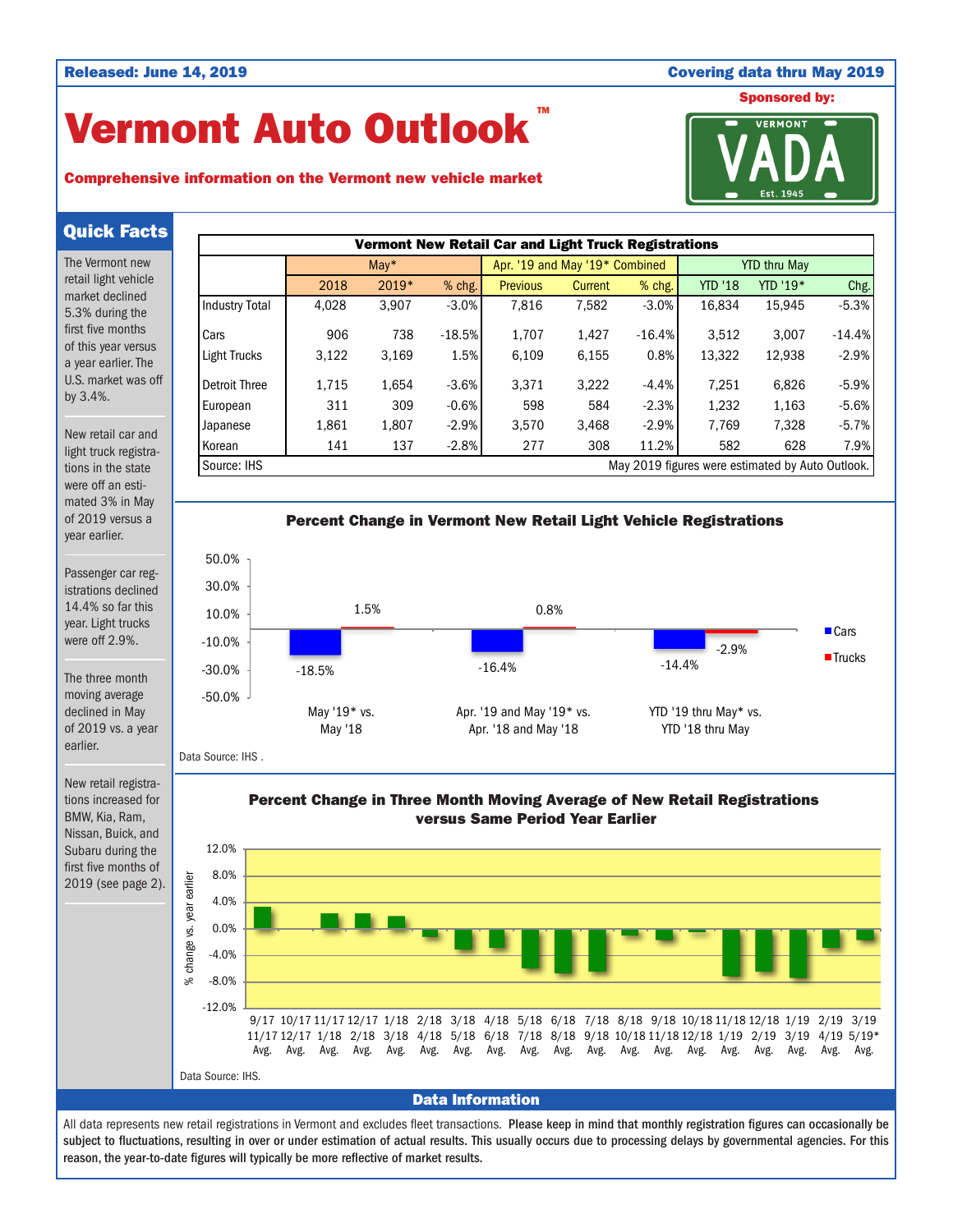Released: June 14, 2019 | Covering data thru May 2019

# Vermont Auto Outlook™

**Comprehensive information on the Vermont new vehicle market**

Sponsored by: VERMONT VADA Est. 1945

## Quick Facts

The Vermont new retail light vehicle market declined 5.3% during the first five months of this year versus a year earlier. The U.S. market was off by 3.4%.

New retail car and light truck registrations in the state were off an estimated 3% in May of 2019 versus a year earlier.

Passenger car registrations declined 14.4% so far this year. Light trucks were off 2.9%.

The three month moving average declined in May of 2019 vs. a year earlier.

New retail registrations increased for BMW, Kia, Ram, Nissan, Buick, and Subaru during the first five months of 2019 (see page 2).

**Vermont New Retail Car and Light Truck Registrations**

| | May* | | | Apr. '19 and May '19* Combined | | | YTD thru May | | |
|---|---|---|---|---|---|---|---|---|---|
| | 2018 | 2019* | % chg. | Previous | Current | % chg. | YTD '18 | YTD '19* | Chg. |
| Industry Total | 4,028 | 3,907 | -3.0% | 7,816 | 7,582 | -3.0% | 16,834 | 15,945 | -5.3% |
| Cars | 906 | 738 | -18.5% | 1,707 | 1,427 | -16.4% | 3,512 | 3,007 | -14.4% |
| Light Trucks | 3,122 | 3,169 | 1.5% | 6,109 | 6,155 | 0.8% | 13,322 | 12,938 | -2.9% |
| Detroit Three | 1,715 | 1,654 | -3.6% | 3,371 | 3,222 | -4.4% | 7,251 | 6,826 | -5.9% |
| European | 311 | 309 | -0.6% | 598 | 584 | -2.3% | 1,232 | 1,163 | -5.6% |
| Japanese | 1,861 | 1,807 | -2.9% | 3,570 | 3,468 | -2.9% | 7,769 | 7,328 | -5.7% |
| Korean | 141 | 137 | -2.8% | 277 | 308 | 11.2% | 582 | 628 | 7.9% |

Source: IHS. May 2019 figures were estimated by Auto Outlook.

### Percent Change in Vermont New Retail Light Vehicle Registrations

| | Cars | Trucks |
|---|---|---|
| May '19* vs. May '18 | -18.5% | 1.5% |
| Apr. '19 and May '19* vs. Apr. '18 and May '18 | -16.4% | 0.8% |
| YTD '19 thru May* vs. YTD '18 thru May | -14.4% | -2.9% |

Data Source: IHS .

### Percent Change in Three Month Moving Average of New Retail Registrations versus Same Period Year Earlier

Periods (% change vs. year earlier): 9/17 11/17 Avg., 10/17 12/17 Avg., 11/17 1/18 Avg., 12/17 2/18 Avg., 1/18 3/18 Avg., 2/18 4/18 Avg., 3/18 5/18 Avg., 4/18 6/18 Avg., 5/18 7/18 Avg., 6/18 8/18 Avg., 7/18 9/18 Avg., 8/18 10/18 Avg., 9/18 11/18 Avg., 10/18 12/18 Avg., 11/18 1/19 Avg., 12/18 2/19 Avg., 1/19 3/19 Avg., 2/19 4/19 Avg., 3/19 5/19* Avg.

Data Source: IHS.

## Data Information

All data represents new retail registrations in Vermont and excludes fleet transactions. **Please keep in mind that monthly registration figures can occasionally be subject to fluctuations, resulting in over or under estimation of actual results. This usually occurs due to processing delays by governmental agencies. For this reason, the year-to-date figures will typically be more reflective of market results.**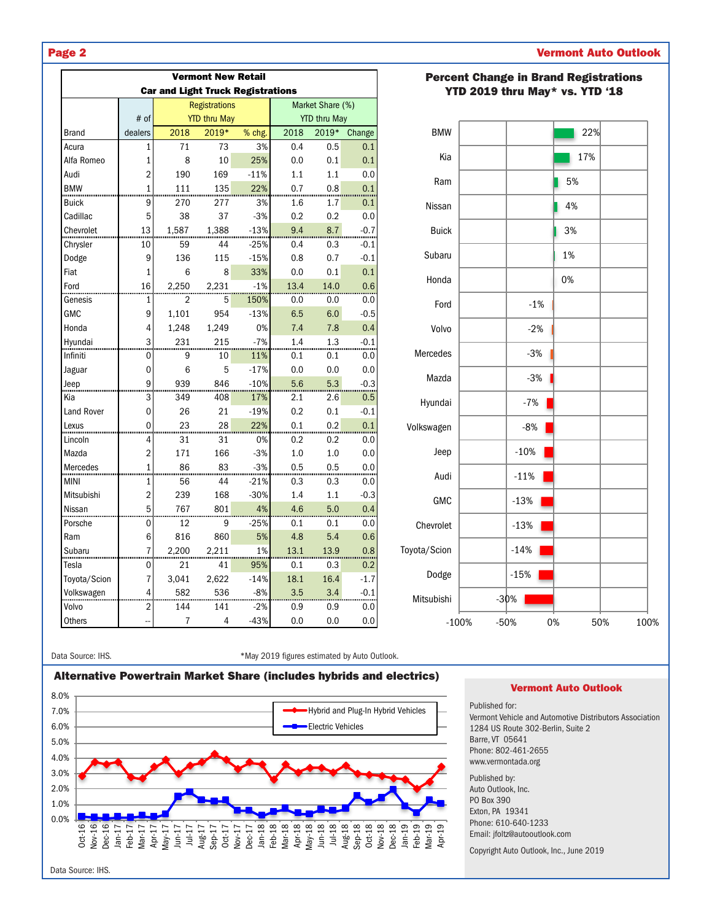## Vermont New Retail Car and Light Truck Registrations

| Brand | # of dealers | Registrations YTD thru May | | | Market Share (%) YTD thru May | | |
|---|---|---|---|---|---|---|---|
| | | 2018 | 2019* | % chg. | 2018 | 2019* | Change |
| Acura | 1 | 71 | 73 | 3% | 0.4 | 0.5 | 0.1 |
| Alfa Romeo | 1 | 8 | 10 | 25% | 0.0 | 0.1 | 0.1 |
| Audi | 2 | 190 | 169 | -11% | 1.1 | 1.1 | 0.0 |
| BMW | 1 | 111 | 135 | 22% | 0.7 | 0.8 | 0.1 |
| Buick | 9 | 270 | 277 | 3% | 1.6 | 1.7 | 0.1 |
| Cadillac | 5 | 38 | 37 | -3% | 0.2 | 0.2 | 0.0 |
| Chevrolet | 13 | 1,587 | 1,388 | -13% | 9.4 | 8.7 | -0.7 |
| Chrysler | 10 | 59 | 44 | -25% | 0.4 | 0.3 | -0.1 |
| Dodge | 9 | 136 | 115 | -15% | 0.8 | 0.7 | -0.1 |
| Fiat | 1 | 6 | 8 | 33% | 0.0 | 0.1 | 0.1 |
| Ford | 16 | 2,250 | 2,231 | -1% | 13.4 | 14.0 | 0.6 |
| Genesis | 1 | 2 | 5 | 150% | 0.0 | 0.0 | 0.0 |
| GMC | 9 | 1,101 | 954 | -13% | 6.5 | 6.0 | -0.5 |
| Honda | 4 | 1,248 | 1,249 | 0% | 7.4 | 7.8 | 0.4 |
| Hyundai | 3 | 231 | 215 | -7% | 1.4 | 1.3 | -0.1 |
| Infiniti | 0 | 9 | 10 | 11% | 0.1 | 0.1 | 0.0 |
| Jaguar | 0 | 6 | 5 | -17% | 0.0 | 0.0 | 0.0 |
| Jeep | 9 | 939 | 846 | -10% | 5.6 | 5.3 | -0.3 |
| Kia | 3 | 349 | 408 | 17% | 2.1 | 2.6 | 0.5 |
| Land Rover | 0 | 26 | 21 | -19% | 0.2 | 0.1 | -0.1 |
| Lexus | 0 | 23 | 28 | 22% | 0.1 | 0.2 | 0.1 |
| Lincoln | 4 | 31 | 31 | 0% | 0.2 | 0.2 | 0.0 |
| Mazda | 2 | 171 | 166 | -3% | 1.0 | 1.0 | 0.0 |
| Mercedes | 1 | 86 | 83 | -3% | 0.5 | 0.5 | 0.0 |
| MINI | 1 | 56 | 44 | -21% | 0.3 | 0.3 | 0.0 |
| Mitsubishi | 2 | 239 | 168 | -30% | 1.4 | 1.1 | -0.3 |
| Nissan | 5 | 767 | 801 | 4% | 4.6 | 5.0 | 0.4 |
| Porsche | 0 | 12 | 9 | -25% | 0.1 | 0.1 | 0.0 |
| Ram | 6 | 816 | 860 | 5% | 4.8 | 5.4 | 0.6 |
| Subaru | 7 | 2,200 | 2,211 | 1% | 13.1 | 13.9 | 0.8 |
| Tesla | 0 | 21 | 41 | 95% | 0.1 | 0.3 | 0.2 |
| Toyota/Scion | 7 | 3,041 | 2,622 | -14% | 18.1 | 16.4 | -1.7 |
| Volkswagen | 4 | 582 | 536 | -8% | 3.5 | 3.4 | -0.1 |
| Volvo | 2 | 144 | 141 | -2% | 0.9 | 0.9 | 0.0 |
| Others | -- | 7 | 4 | -43% | 0.0 | 0.0 | 0.0 |

Data Source: IHS.

*May 2019 figures estimated by Auto Outlook.

## Percent Change in Brand Registrations YTD 2019 thru May* vs. YTD '18

BMW 22%
Kia 17%
Ram 5%
Nissan 4%
Buick 3%
Subaru 1%
Honda 0%
Ford -1%
Volvo -2%
Mercedes -3%
Mazda -3%
Hyundai -7%
Volkswagen -8%
Jeep -10%
Audi -11%
GMC -13%
Chevrolet -13%
Toyota/Scion -14%
Dodge -15%
Mitsubishi -30%

-100% -50% 0% 50% 100%

## Alternative Powertrain Market Share (includes hybrids and electrics)

Hybrid and Plug-In Hybrid Vehicles
Electric Vehicles

8.0% 7.0% 6.0% 5.0% 4.0% 3.0% 2.0% 1.0% 0.0%

Oct-16 Nov-16 Dec-16 Jan-17 Feb-17 Mar-17 Apr-17 May-17 Jun-17 Jul-17 Aug-17 Sep-17 Oct-17 Nov-17 Dec-17 Jan-18 Feb-18 Mar-18 Apr-18 May-18 Jun-18 Jul-18 Aug-18 Sep-18 Oct-18 Nov-18 Dec-18 Jan-19 Feb-19 Mar-19 Apr-19

Data Source: IHS.

### Vermont Auto Outlook

Published for:
Vermont Vehicle and Automotive Distributors Association
1284 US Route 302-Berlin, Suite 2
Barre, VT 05641
Phone: 802-461-2655
www.vermontada.org

Published by:
Auto Outlook, Inc.
PO Box 390
Exton, PA 19341
Phone: 610-640-1233
Email: jfoltz@autooutlook.com

Copyright Auto Outlook, Inc., June 2019